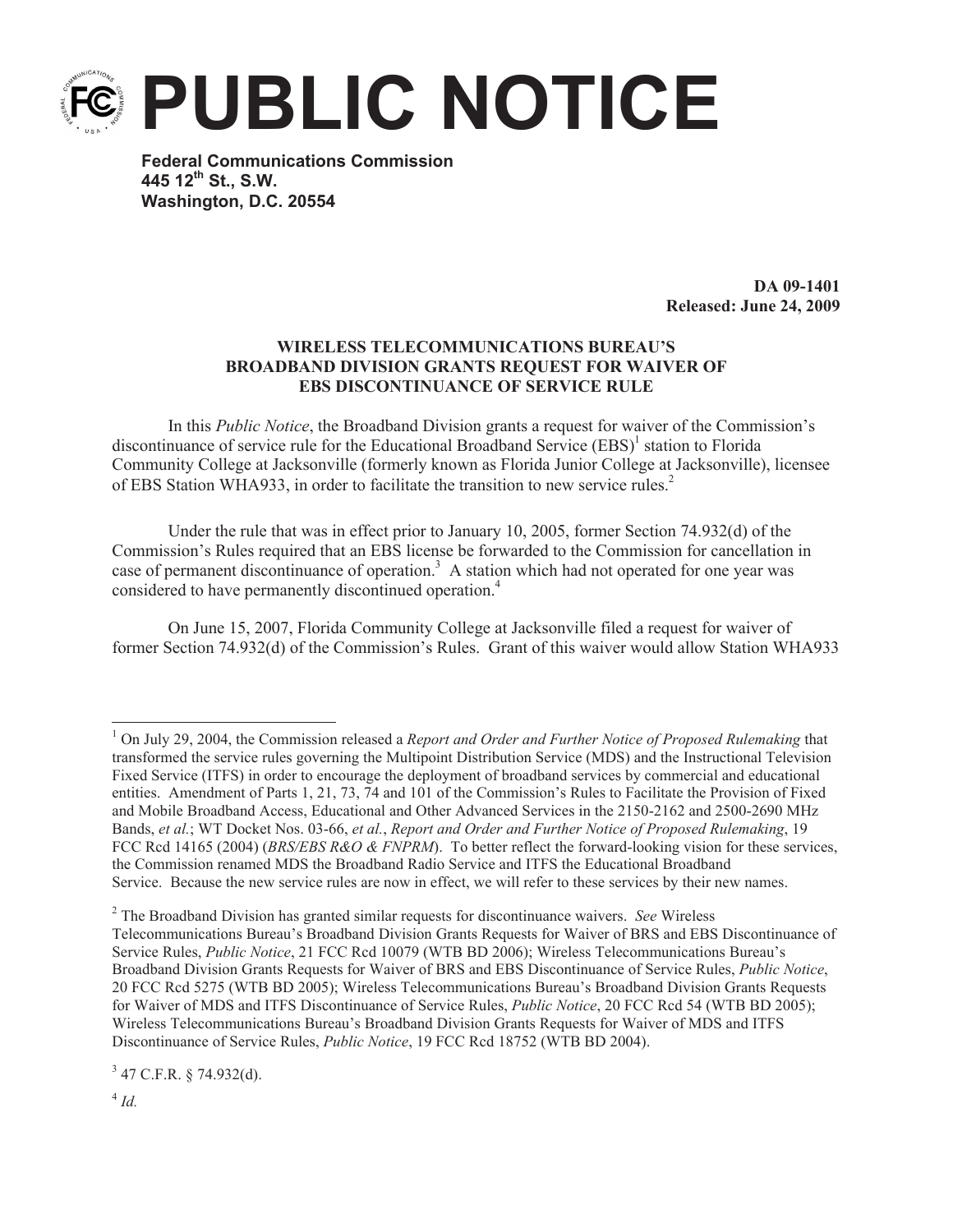# PUBLIC NOTICE

**Federal Communications Commission**
**445 12th St., S.W.**
**Washington, D.C. 20554**

**DA 09-1401**
**Released: June 24, 2009**

**WIRELESS TELECOMMUNICATIONS BUREAU'S BROADBAND DIVISION GRANTS REQUEST FOR WAIVER OF EBS DISCONTINUANCE OF SERVICE RULE**

In this *Public Notice*, the Broadband Division grants a request for waiver of the Commission's discontinuance of service rule for the Educational Broadband Service (EBS)[1] station to Florida Community College at Jacksonville (formerly known as Florida Junior College at Jacksonville), licensee of EBS Station WHA933, in order to facilitate the transition to new service rules.[2]

Under the rule that was in effect prior to January 10, 2005, former Section 74.932(d) of the Commission's Rules required that an EBS license be forwarded to the Commission for cancellation in case of permanent discontinuance of operation.[3] A station which had not operated for one year was considered to have permanently discontinued operation.[4]

On June 15, 2007, Florida Community College at Jacksonville filed a request for waiver of former Section 74.932(d) of the Commission's Rules. Grant of this waiver would allow Station WHA933

---

[1] On July 29, 2004, the Commission released a *Report and Order and Further Notice of Proposed Rulemaking* that transformed the service rules governing the Multipoint Distribution Service (MDS) and the Instructional Television Fixed Service (ITFS) in order to encourage the deployment of broadband services by commercial and educational entities. Amendment of Parts 1, 21, 73, 74 and 101 of the Commission's Rules to Facilitate the Provision of Fixed and Mobile Broadband Access, Educational and Other Advanced Services in the 2150-2162 and 2500-2690 MHz Bands, *et al.*; WT Docket Nos. 03-66, *et al.*, *Report and Order and Further Notice of Proposed Rulemaking*, 19 FCC Rcd 14165 (2004) (*BRS/EBS R&O & FNPRM*). To better reflect the forward-looking vision for these services, the Commission renamed MDS the Broadband Radio Service and ITFS the Educational Broadband Service. Because the new service rules are now in effect, we will refer to these services by their new names.

[2] The Broadband Division has granted similar requests for discontinuance waivers. *See* Wireless Telecommunications Bureau's Broadband Division Grants Requests for Waiver of BRS and EBS Discontinuance of Service Rules, *Public Notice*, 21 FCC Rcd 10079 (WTB BD 2006); Wireless Telecommunications Bureau's Broadband Division Grants Requests for Waiver of BRS and EBS Discontinuance of Service Rules, *Public Notice*, 20 FCC Rcd 5275 (WTB BD 2005); Wireless Telecommunications Bureau's Broadband Division Grants Requests for Waiver of MDS and ITFS Discontinuance of Service Rules, *Public Notice*, 20 FCC Rcd 54 (WTB BD 2005); Wireless Telecommunications Bureau's Broadband Division Grants Requests for Waiver of MDS and ITFS Discontinuance of Service Rules, *Public Notice*, 19 FCC Rcd 18752 (WTB BD 2004).

[3] 47 C.F.R. § 74.932(d).

[4] *Id.*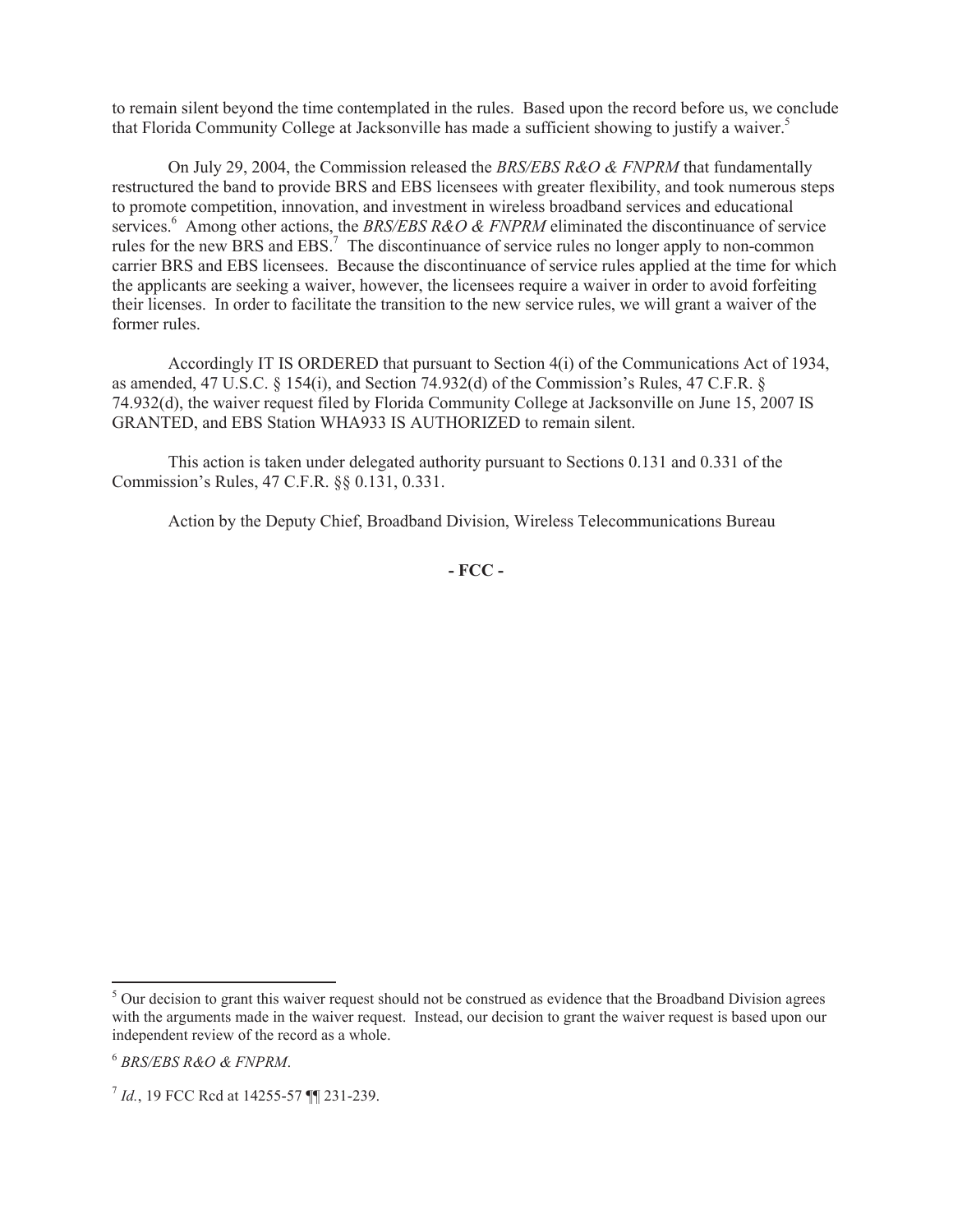to remain silent beyond the time contemplated in the rules. Based upon the record before us, we conclude that Florida Community College at Jacksonville has made a sufficient showing to justify a waiver.[5]

On July 29, 2004, the Commission released the *BRS/EBS R&O & FNPRM* that fundamentally restructured the band to provide BRS and EBS licensees with greater flexibility, and took numerous steps to promote competition, innovation, and investment in wireless broadband services and educational services.[6] Among other actions, the *BRS/EBS R&O & FNPRM* eliminated the discontinuance of service rules for the new BRS and EBS.[7] The discontinuance of service rules no longer apply to non-common carrier BRS and EBS licensees. Because the discontinuance of service rules applied at the time for which the applicants are seeking a waiver, however, the licensees require a waiver in order to avoid forfeiting their licenses. In order to facilitate the transition to the new service rules, we will grant a waiver of the former rules.

Accordingly IT IS ORDERED that pursuant to Section 4(i) of the Communications Act of 1934, as amended, 47 U.S.C. § 154(i), and Section 74.932(d) of the Commission's Rules, 47 C.F.R. § 74.932(d), the waiver request filed by Florida Community College at Jacksonville on June 15, 2007 IS GRANTED, and EBS Station WHA933 IS AUTHORIZED to remain silent.

This action is taken under delegated authority pursuant to Sections 0.131 and 0.331 of the Commission's Rules, 47 C.F.R. §§ 0.131, 0.331.

Action by the Deputy Chief, Broadband Division, Wireless Telecommunications Bureau

**- FCC -**

---

[5] Our decision to grant this waiver request should not be construed as evidence that the Broadband Division agrees with the arguments made in the waiver request. Instead, our decision to grant the waiver request is based upon our independent review of the record as a whole.

[6] *BRS/EBS R&O & FNPRM*.

[7] *Id.*, 19 FCC Rcd at 14255-57 ¶¶ 231-239.